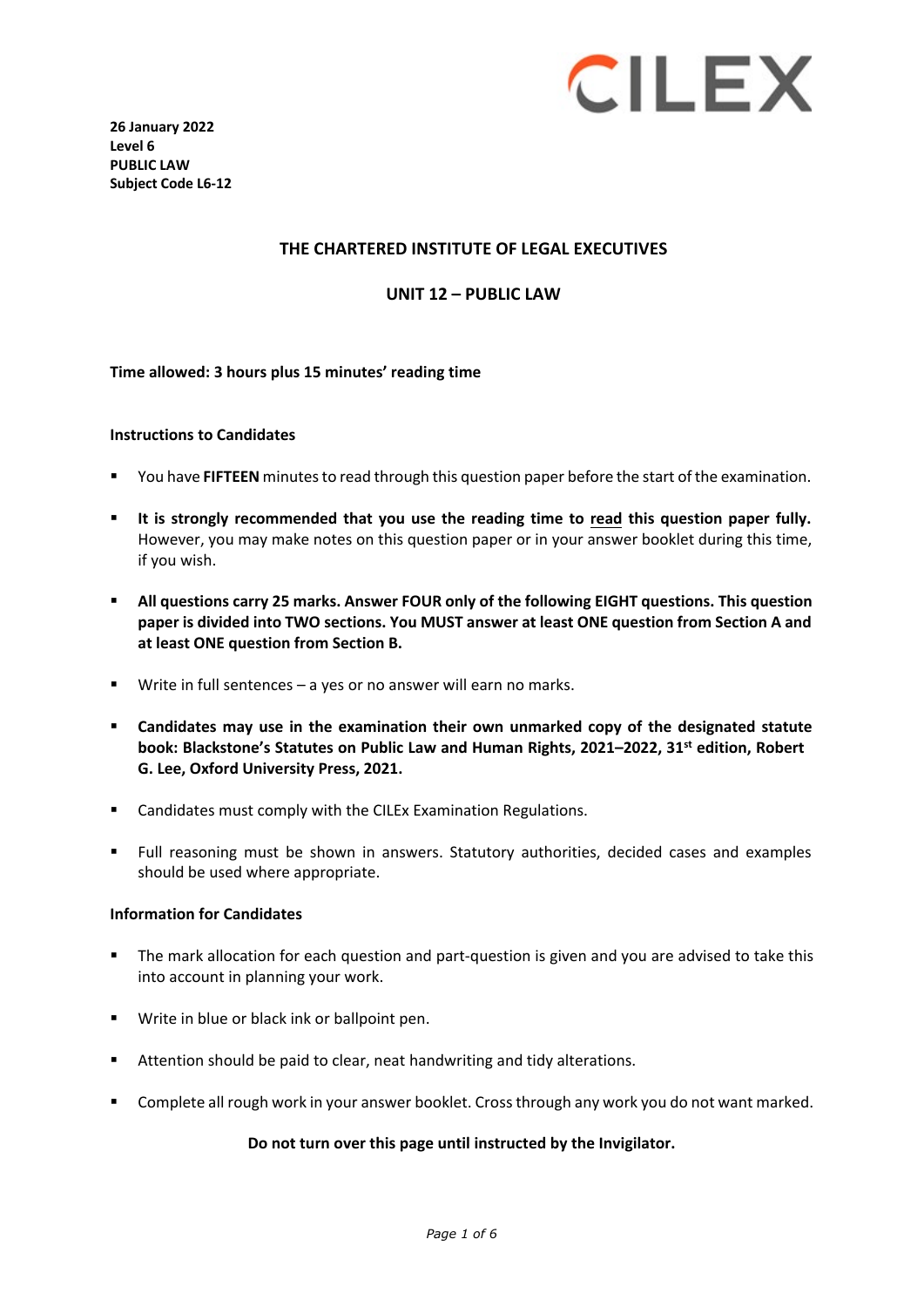**26 January 2022**
**Level 6**
**PUBLIC LAW**
**Subject Code L6-12**

## THE CHARTERED INSTITUTE OF LEGAL EXECUTIVES

## UNIT 12 – PUBLIC LAW

**Time allowed: 3 hours plus 15 minutes' reading time**

**Instructions to Candidates**

- You have **FIFTEEN** minutes to read through this question paper before the start of the examination.
- **It is strongly recommended that you use the reading time to read this question paper fully.** However, you may make notes on this question paper or in your answer booklet during this time, if you wish.
- **All questions carry 25 marks. Answer FOUR only of the following EIGHT questions. This question paper is divided into TWO sections. You MUST answer at least ONE question from Section A and at least ONE question from Section B.**
- Write in full sentences – a yes or no answer will earn no marks.
- **Candidates may use in the examination their own unmarked copy of the designated statute book: Blackstone's Statutes on Public Law and Human Rights, 2021–2022, 31st edition, Robert G. Lee, Oxford University Press, 2021.**
- Candidates must comply with the CILEx Examination Regulations.
- Full reasoning must be shown in answers. Statutory authorities, decided cases and examples should be used where appropriate.

**Information for Candidates**

- The mark allocation for each question and part-question is given and you are advised to take this into account in planning your work.
- Write in blue or black ink or ballpoint pen.
- Attention should be paid to clear, neat handwriting and tidy alterations.
- Complete all rough work in your answer booklet. Cross through any work you do not want marked.

**Do not turn over this page until instructed by the Invigilator.**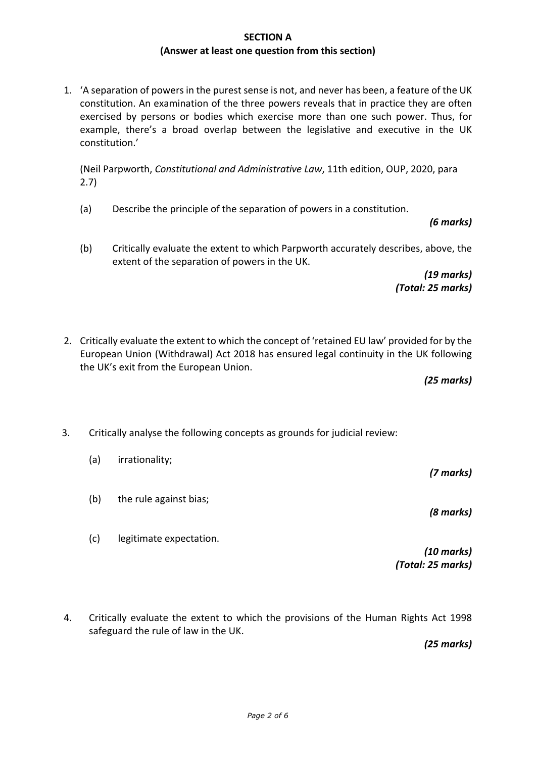## SECTION A

**(Answer at least one question from this section)**

1. 'A separation of powers in the purest sense is not, and never has been, a feature of the UK constitution. An examination of the three powers reveals that in practice they are often exercised by persons or bodies which exercise more than one such power. Thus, for example, there's a broad overlap between the legislative and executive in the UK constitution.'

   (Neil Parpworth, *Constitutional and Administrative Law*, 11th edition, OUP, 2020, para 2.7)

   (a) Describe the principle of the separation of powers in a constitution.

   ***(6 marks)***

   (b) Critically evaluate the extent to which Parpworth accurately describes, above, the extent of the separation of powers in the UK.

   ***(19 marks)***
   ***(Total: 25 marks)***

2. Critically evaluate the extent to which the concept of 'retained EU law' provided for by the European Union (Withdrawal) Act 2018 has ensured legal continuity in the UK following the UK's exit from the European Union.

   ***(25 marks)***

3. Critically analyse the following concepts as grounds for judicial review:

   (a) irrationality;

   ***(7 marks)***

   (b) the rule against bias;

   ***(8 marks)***

   (c) legitimate expectation.

   ***(10 marks)***
   ***(Total: 25 marks)***

4. Critically evaluate the extent to which the provisions of the Human Rights Act 1998 safeguard the rule of law in the UK.

   ***(25 marks)***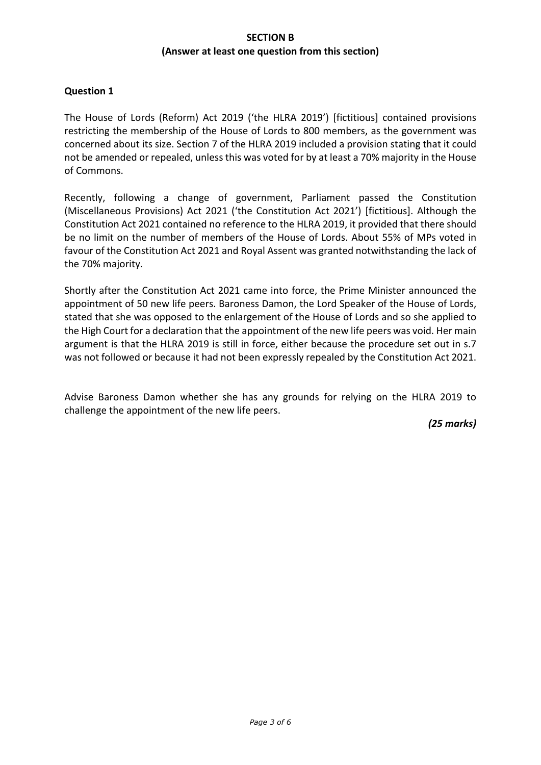## SECTION B
## (Answer at least one question from this section)

### Question 1

The House of Lords (Reform) Act 2019 ('the HLRA 2019') [fictitious] contained provisions restricting the membership of the House of Lords to 800 members, as the government was concerned about its size. Section 7 of the HLRA 2019 included a provision stating that it could not be amended or repealed, unless this was voted for by at least a 70% majority in the House of Commons.

Recently, following a change of government, Parliament passed the Constitution (Miscellaneous Provisions) Act 2021 ('the Constitution Act 2021') [fictitious]. Although the Constitution Act 2021 contained no reference to the HLRA 2019, it provided that there should be no limit on the number of members of the House of Lords. About 55% of MPs voted in favour of the Constitution Act 2021 and Royal Assent was granted notwithstanding the lack of the 70% majority.

Shortly after the Constitution Act 2021 came into force, the Prime Minister announced the appointment of 50 new life peers. Baroness Damon, the Lord Speaker of the House of Lords, stated that she was opposed to the enlargement of the House of Lords and so she applied to the High Court for a declaration that the appointment of the new life peers was void. Her main argument is that the HLRA 2019 is still in force, either because the procedure set out in s.7 was not followed or because it had not been expressly repealed by the Constitution Act 2021.

Advise Baroness Damon whether she has any grounds for relying on the HLRA 2019 to challenge the appointment of the new life peers.

***(25 marks)***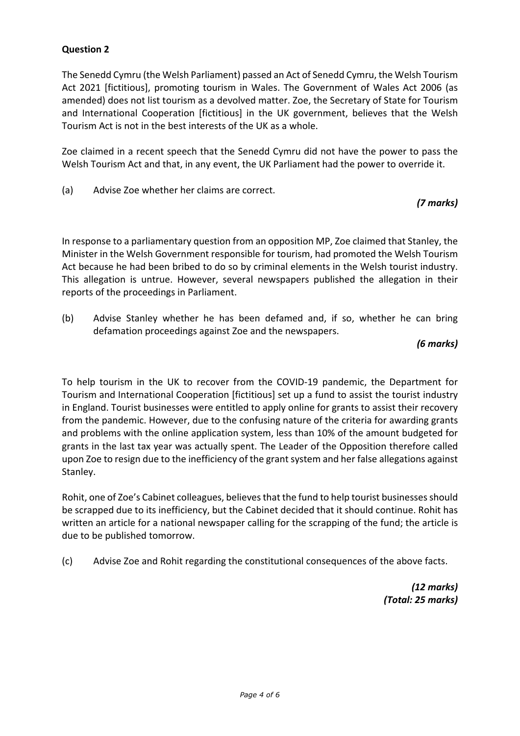**Question 2**

The Senedd Cymru (the Welsh Parliament) passed an Act of Senedd Cymru, the Welsh Tourism Act 2021 [fictitious], promoting tourism in Wales. The Government of Wales Act 2006 (as amended) does not list tourism as a devolved matter. Zoe, the Secretary of State for Tourism and International Cooperation [fictitious] in the UK government, believes that the Welsh Tourism Act is not in the best interests of the UK as a whole.

Zoe claimed in a recent speech that the Senedd Cymru did not have the power to pass the Welsh Tourism Act and that, in any event, the UK Parliament had the power to override it.

(a) Advise Zoe whether her claims are correct.

*(7 marks)*

In response to a parliamentary question from an opposition MP, Zoe claimed that Stanley, the Minister in the Welsh Government responsible for tourism, had promoted the Welsh Tourism Act because he had been bribed to do so by criminal elements in the Welsh tourist industry. This allegation is untrue. However, several newspapers published the allegation in their reports of the proceedings in Parliament.

(b) Advise Stanley whether he has been defamed and, if so, whether he can bring defamation proceedings against Zoe and the newspapers.

*(6 marks)*

To help tourism in the UK to recover from the COVID-19 pandemic, the Department for Tourism and International Cooperation [fictitious] set up a fund to assist the tourist industry in England. Tourist businesses were entitled to apply online for grants to assist their recovery from the pandemic. However, due to the confusing nature of the criteria for awarding grants and problems with the online application system, less than 10% of the amount budgeted for grants in the last tax year was actually spent. The Leader of the Opposition therefore called upon Zoe to resign due to the inefficiency of the grant system and her false allegations against Stanley.

Rohit, one of Zoe's Cabinet colleagues, believes that the fund to help tourist businesses should be scrapped due to its inefficiency, but the Cabinet decided that it should continue. Rohit has written an article for a national newspaper calling for the scrapping of the fund; the article is due to be published tomorrow.

(c) Advise Zoe and Rohit regarding the constitutional consequences of the above facts.

*(12 marks)*
*(Total: 25 marks)*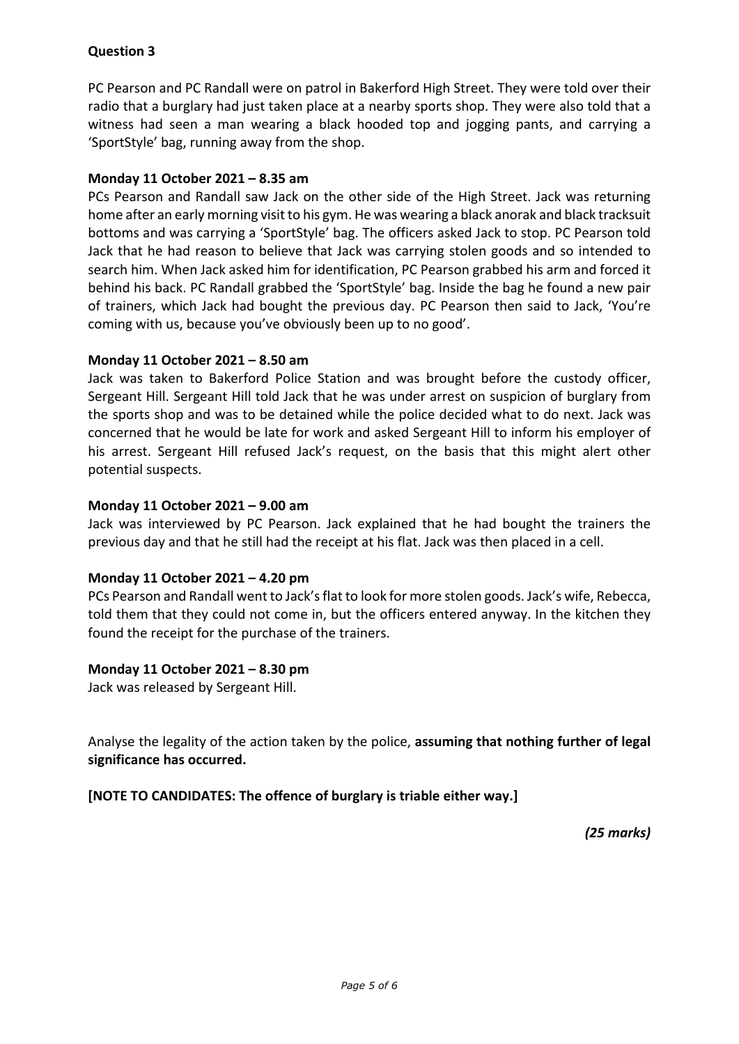## Question 3

PC Pearson and PC Randall were on patrol in Bakerford High Street. They were told over their radio that a burglary had just taken place at a nearby sports shop. They were also told that a witness had seen a man wearing a black hooded top and jogging pants, and carrying a 'SportStyle' bag, running away from the shop.

**Monday 11 October 2021 – 8.35 am**

PCs Pearson and Randall saw Jack on the other side of the High Street. Jack was returning home after an early morning visit to his gym. He was wearing a black anorak and black tracksuit bottoms and was carrying a 'SportStyle' bag. The officers asked Jack to stop. PC Pearson told Jack that he had reason to believe that Jack was carrying stolen goods and so intended to search him. When Jack asked him for identification, PC Pearson grabbed his arm and forced it behind his back. PC Randall grabbed the 'SportStyle' bag. Inside the bag he found a new pair of trainers, which Jack had bought the previous day. PC Pearson then said to Jack, 'You're coming with us, because you've obviously been up to no good'.

**Monday 11 October 2021 – 8.50 am**

Jack was taken to Bakerford Police Station and was brought before the custody officer, Sergeant Hill. Sergeant Hill told Jack that he was under arrest on suspicion of burglary from the sports shop and was to be detained while the police decided what to do next. Jack was concerned that he would be late for work and asked Sergeant Hill to inform his employer of his arrest. Sergeant Hill refused Jack's request, on the basis that this might alert other potential suspects.

**Monday 11 October 2021 – 9.00 am**

Jack was interviewed by PC Pearson. Jack explained that he had bought the trainers the previous day and that he still had the receipt at his flat. Jack was then placed in a cell.

**Monday 11 October 2021 – 4.20 pm**

PCs Pearson and Randall went to Jack's flat to look for more stolen goods. Jack's wife, Rebecca, told them that they could not come in, but the officers entered anyway. In the kitchen they found the receipt for the purchase of the trainers.

**Monday 11 October 2021 – 8.30 pm**

Jack was released by Sergeant Hill.

Analyse the legality of the action taken by the police, **assuming that nothing further of legal significance has occurred.**

**[NOTE TO CANDIDATES: The offence of burglary is triable either way.]**

***(25 marks)***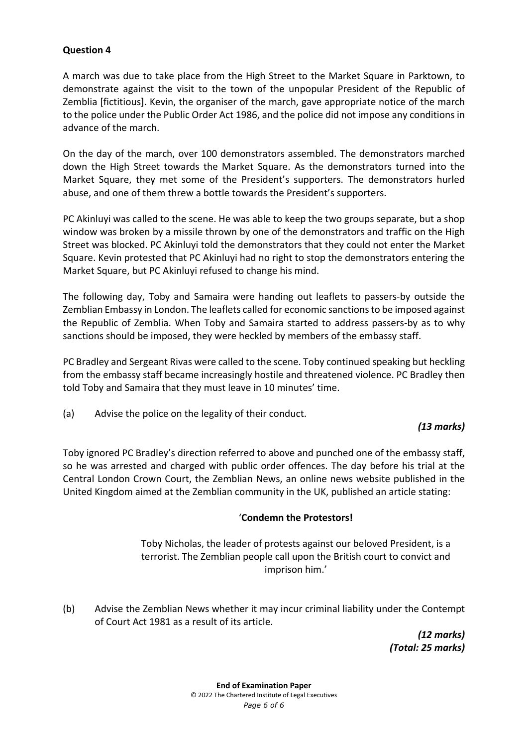**Question 4**

A march was due to take place from the High Street to the Market Square in Parktown, to demonstrate against the visit to the town of the unpopular President of the Republic of Zemblia [fictitious]. Kevin, the organiser of the march, gave appropriate notice of the march to the police under the Public Order Act 1986, and the police did not impose any conditions in advance of the march.

On the day of the march, over 100 demonstrators assembled. The demonstrators marched down the High Street towards the Market Square. As the demonstrators turned into the Market Square, they met some of the President's supporters. The demonstrators hurled abuse, and one of them threw a bottle towards the President's supporters.

PC Akinluyi was called to the scene. He was able to keep the two groups separate, but a shop window was broken by a missile thrown by one of the demonstrators and traffic on the High Street was blocked. PC Akinluyi told the demonstrators that they could not enter the Market Square. Kevin protested that PC Akinluyi had no right to stop the demonstrators entering the Market Square, but PC Akinluyi refused to change his mind.

The following day, Toby and Samaira were handing out leaflets to passers-by outside the Zemblian Embassy in London. The leaflets called for economic sanctions to be imposed against the Republic of Zemblia. When Toby and Samaira started to address passers-by as to why sanctions should be imposed, they were heckled by members of the embassy staff.

PC Bradley and Sergeant Rivas were called to the scene. Toby continued speaking but heckling from the embassy staff became increasingly hostile and threatened violence. PC Bradley then told Toby and Samaira that they must leave in 10 minutes' time.

(a) Advise the police on the legality of their conduct.

*(13 marks)*

Toby ignored PC Bradley's direction referred to above and punched one of the embassy staff, so he was arrested and charged with public order offences. The day before his trial at the Central London Crown Court, the Zemblian News, an online news website published in the United Kingdom aimed at the Zemblian community in the UK, published an article stating:

> '**Condemn the Protestors!**
>
> Toby Nicholas, the leader of protests against our beloved President, is a terrorist. The Zemblian people call upon the British court to convict and imprison him.'

(b) Advise the Zemblian News whether it may incur criminal liability under the Contempt of Court Act 1981 as a result of its article.

*(12 marks)*
*(Total: 25 marks)*

**End of Examination Paper**

© 2022 The Chartered Institute of Legal Executives